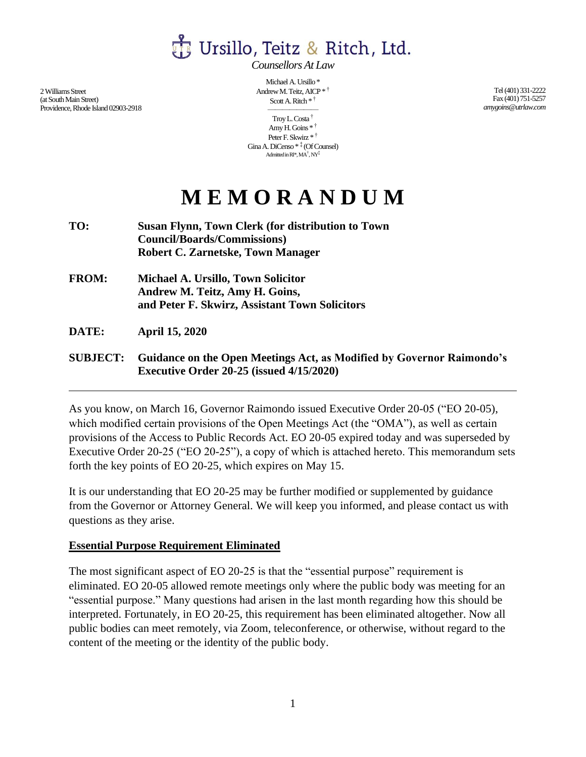# Ursillo, Teitz & Ritch, Ltd.

*Counsellors At Law*

2 Williams Street
(at South Main Street)
Providence, Rhode Island 02903-2918

Michael A. Ursillo *
Andrew M. Teitz, AICP * †
Scott A. Ritch * †

Troy L. Costa †
Amy H. Goins * †
Peter F. Skwirz * †
Gina A. DiCenso * ‡ (Of Counsel)
Admitted in RI*, MA†, NY‡

Tel (401) 331-2222
Fax (401) 751-5257
*amygoins@utrlaw.com*

# M E M O R A N D U M

**TO:** **Susan Flynn, Town Clerk (for distribution to Town Council/Boards/Commissions)**
**Robert C. Zarnetske, Town Manager**

**FROM:** **Michael A. Ursillo, Town Solicitor**
**Andrew M. Teitz, Amy H. Goins, and Peter F. Skwirz, Assistant Town Solicitors**

**DATE:** **April 15, 2020**

**SUBJECT:** **Guidance on the Open Meetings Act, as Modified by Governor Raimondo's Executive Order 20-25 (issued 4/15/2020)**

---

As you know, on March 16, Governor Raimondo issued Executive Order 20-05 ("EO 20-05), which modified certain provisions of the Open Meetings Act (the "OMA"), as well as certain provisions of the Access to Public Records Act. EO 20-05 expired today and was superseded by Executive Order 20-25 ("EO 20-25"), a copy of which is attached hereto. This memorandum sets forth the key points of EO 20-25, which expires on May 15.

It is our understanding that EO 20-25 may be further modified or supplemented by guidance from the Governor or Attorney General. We will keep you informed, and please contact us with questions as they arise.

**Essential Purpose Requirement Eliminated**

The most significant aspect of EO 20-25 is that the "essential purpose" requirement is eliminated. EO 20-05 allowed remote meetings only where the public body was meeting for an "essential purpose." Many questions had arisen in the last month regarding how this should be interpreted. Fortunately, in EO 20-25, this requirement has been eliminated altogether. Now all public bodies can meet remotely, via Zoom, teleconference, or otherwise, without regard to the content of the meeting or the identity of the public body.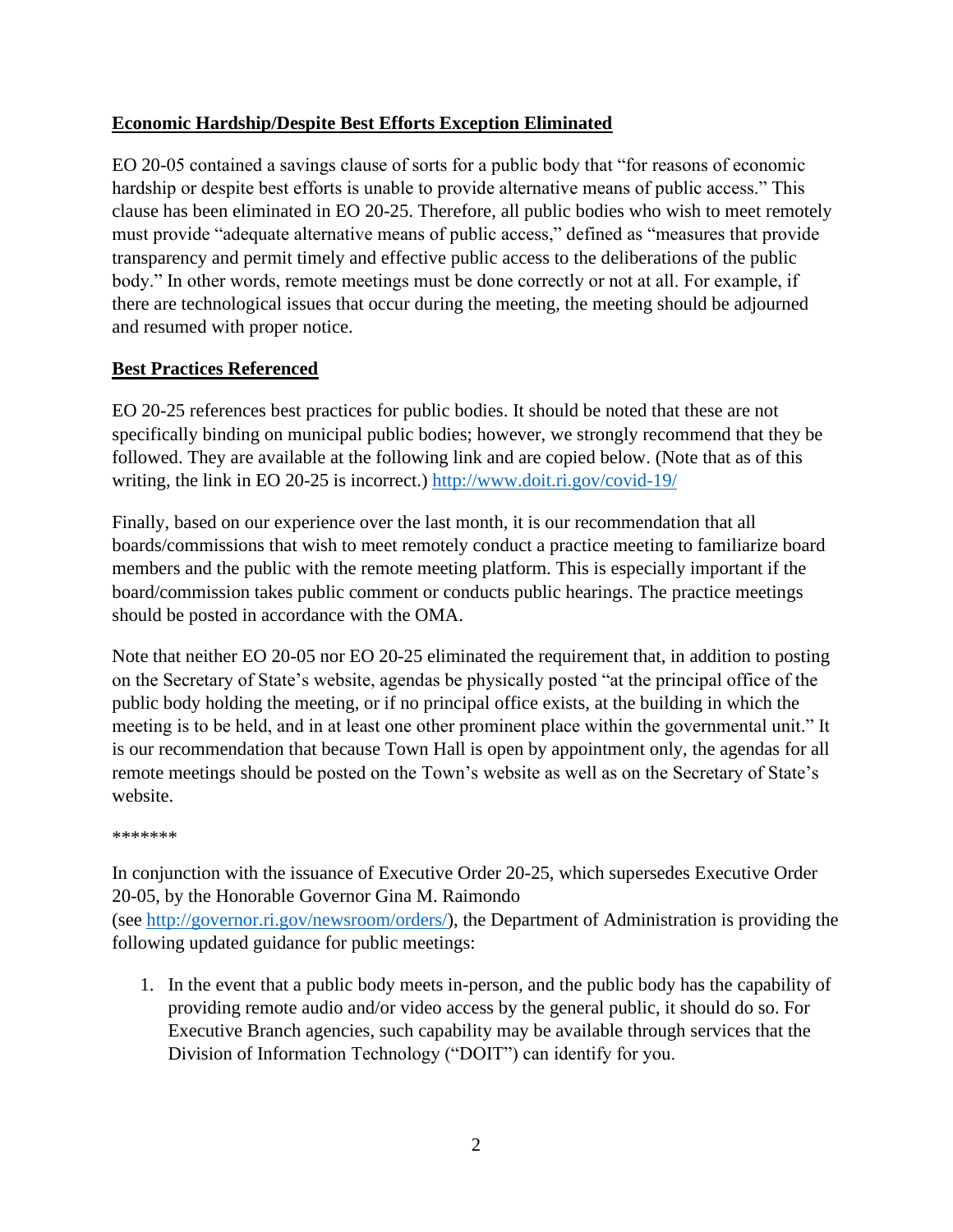**Economic Hardship/Despite Best Efforts Exception Eliminated**

EO 20-05 contained a savings clause of sorts for a public body that "for reasons of economic hardship or despite best efforts is unable to provide alternative means of public access." This clause has been eliminated in EO 20-25. Therefore, all public bodies who wish to meet remotely must provide "adequate alternative means of public access," defined as "measures that provide transparency and permit timely and effective public access to the deliberations of the public body." In other words, remote meetings must be done correctly or not at all. For example, if there are technological issues that occur during the meeting, the meeting should be adjourned and resumed with proper notice.

**Best Practices Referenced**

EO 20-25 references best practices for public bodies. It should be noted that these are not specifically binding on municipal public bodies; however, we strongly recommend that they be followed. They are available at the following link and are copied below. (Note that as of this writing, the link in EO 20-25 is incorrect.) [http://www.doit.ri.gov/covid-19/](http://www.doit.ri.gov/covid-19/)

Finally, based on our experience over the last month, it is our recommendation that all boards/commissions that wish to meet remotely conduct a practice meeting to familiarize board members and the public with the remote meeting platform. This is especially important if the board/commission takes public comment or conducts public hearings. The practice meetings should be posted in accordance with the OMA.

Note that neither EO 20-05 nor EO 20-25 eliminated the requirement that, in addition to posting on the Secretary of State's website, agendas be physically posted "at the principal office of the public body holding the meeting, or if no principal office exists, at the building in which the meeting is to be held, and in at least one other prominent place within the governmental unit." It is our recommendation that because Town Hall is open by appointment only, the agendas for all remote meetings should be posted on the Town's website as well as on the Secretary of State's website.

*******

In conjunction with the issuance of Executive Order 20-25, which supersedes Executive Order 20-05, by the Honorable Governor Gina M. Raimondo (see [http://governor.ri.gov/newsroom/orders/](http://governor.ri.gov/newsroom/orders/)), the Department of Administration is providing the following updated guidance for public meetings:

1. In the event that a public body meets in-person, and the public body has the capability of providing remote audio and/or video access by the general public, it should do so. For Executive Branch agencies, such capability may be available through services that the Division of Information Technology ("DOIT") can identify for you.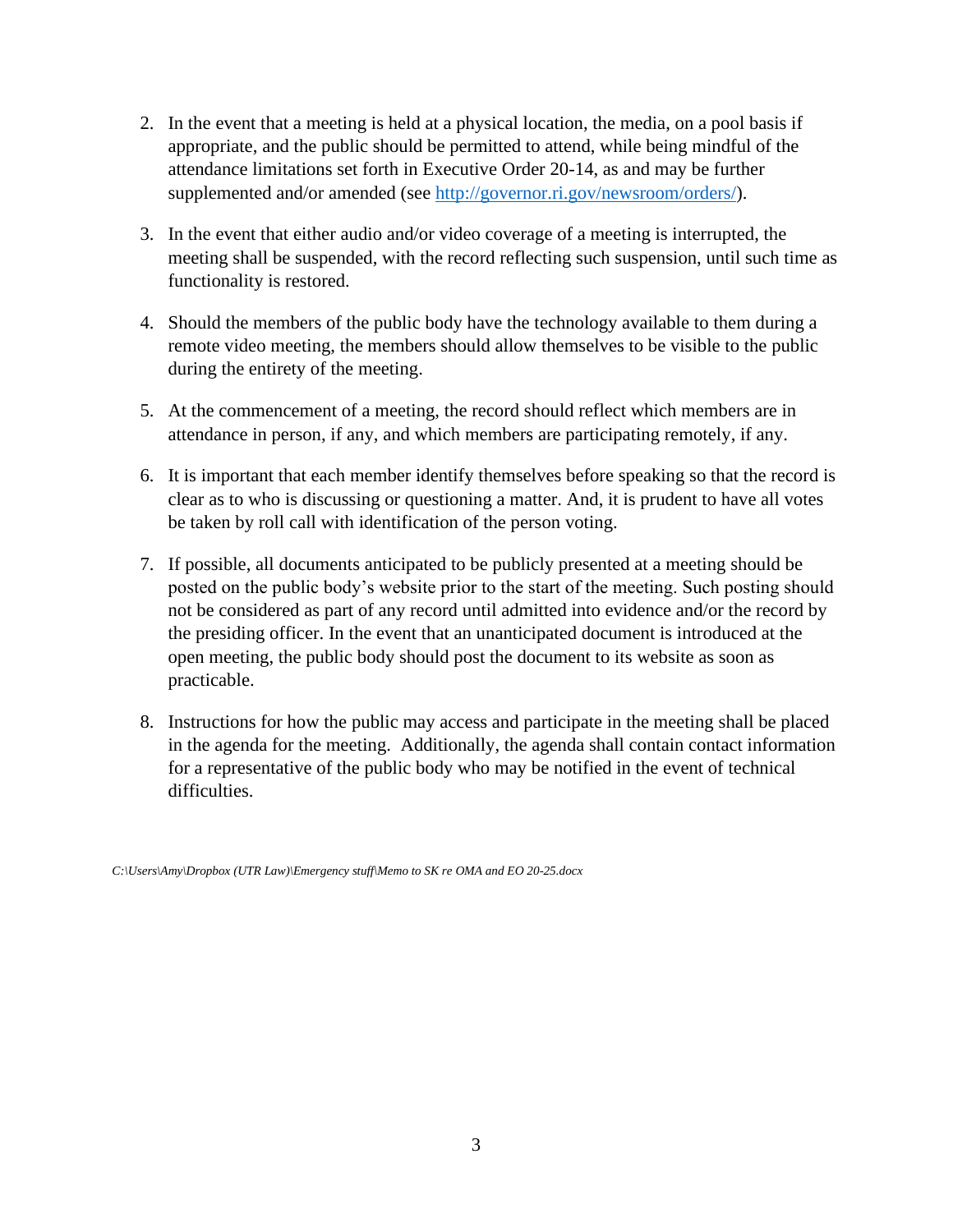2. In the event that a meeting is held at a physical location, the media, on a pool basis if appropriate, and the public should be permitted to attend, while being mindful of the attendance limitations set forth in Executive Order 20-14, as and may be further supplemented and/or amended (see http://governor.ri.gov/newsroom/orders/).

3. In the event that either audio and/or video coverage of a meeting is interrupted, the meeting shall be suspended, with the record reflecting such suspension, until such time as functionality is restored.

4. Should the members of the public body have the technology available to them during a remote video meeting, the members should allow themselves to be visible to the public during the entirety of the meeting.

5. At the commencement of a meeting, the record should reflect which members are in attendance in person, if any, and which members are participating remotely, if any.

6. It is important that each member identify themselves before speaking so that the record is clear as to who is discussing or questioning a matter. And, it is prudent to have all votes be taken by roll call with identification of the person voting.

7. If possible, all documents anticipated to be publicly presented at a meeting should be posted on the public body's website prior to the start of the meeting. Such posting should not be considered as part of any record until admitted into evidence and/or the record by the presiding officer. In the event that an unanticipated document is introduced at the open meeting, the public body should post the document to its website as soon as practicable.

8. Instructions for how the public may access and participate in the meeting shall be placed in the agenda for the meeting. Additionally, the agenda shall contain contact information for a representative of the public body who may be notified in the event of technical difficulties.

*C:\Users\Amy\Dropbox (UTR Law)\Emergency stuff\Memo to SK re OMA and EO 20-25.docx*